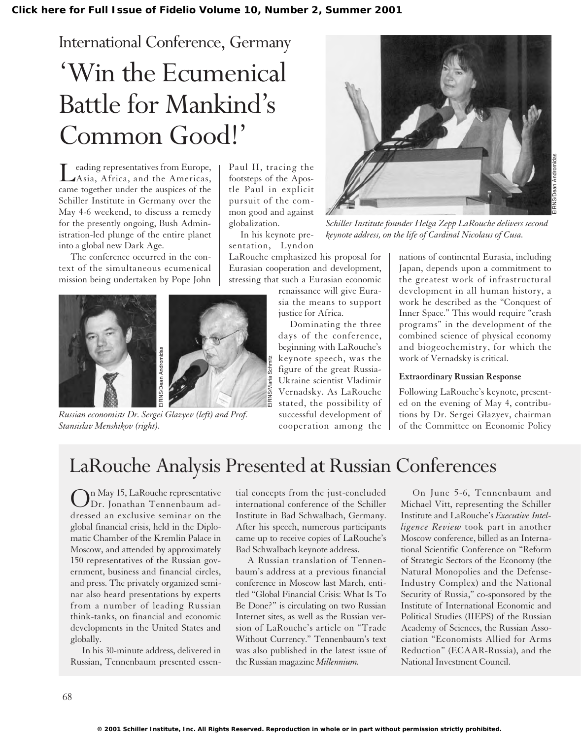International Conference, Germany

# 'Win the Ecumenical Battle for Mankind's Common Good!'

Leading representatives from Europe, Asia, Africa, and the Americas, came together under the auspices of the Schiller Institute in Germany over the May 4-6 weekend, to discuss a remedy for the presently ongoing, Bush Administration-led plunge of the entire planet into a global new Dark Age.

The conference occurred in the context of the simultaneous ecumenical mission being undertaken by Pope John Paul II, tracing the footsteps of the Apostle Paul in explicit pursuit of the common good and against globalization.

In his keynote presentation, Lyndon LaRouche emphasized his proposal for Eurasian cooperation and development, stressing that such a Eurasian economic renaissance will give Eurasia the means to support justice for Africa.

Dominating the three days of the conference, beginning with LaRouche's keynote speech, was the figure of the great Russia-Ukraine scientist Vladimir Vernadsky. As LaRouche stated, the possibility of successful development of cooperation among the nations of continental Eurasia, including Japan, depends upon a commitment to the greatest work of infrastructural development in all human history, a work he described as the "Conquest of Inner Space." This would require "crash programs" in the development of the combined science of physical economy and biogeochemistry, for which the work of Vernadsky is critical.

*Schiller Institute founder Helga Zepp LaRouche delivers second keynote address, on the life of Cardinal Nicolaus of Cusa.*

*Russian economists Dr. Sergei Glazyev (left) and Prof. Stansislav Menshikov (right).*

### Extraordinary Russian Response

Following LaRouche's keynote, presented on the evening of May 4, contributions by Dr. Sergei Glazyev, chairman of the Committee on Economic Policy

## LaRouche Analysis Presented at Russian Conferences

On May 15, LaRouche representative Dr. Jonathan Tennenbaum addressed an exclusive seminar on the global financial crisis, held in the Diplomatic Chamber of the Kremlin Palace in Moscow, and attended by approximately 150 representatives of the Russian government, business and financial circles, and press. The privately organized seminar also heard presentations by experts from a number of leading Russian think-tanks, on financial and economic developments in the United States and globally.

In his 30-minute address, delivered in Russian, Tennenbaum presented essential concepts from the just-concluded international conference of the Schiller Institute in Bad Schwalbach, Germany. After his speech, numerous participants came up to receive copies of LaRouche's Bad Schwalbach keynote address.

A Russian translation of Tennenbaum's address at a previous financial conference in Moscow last March, entitled "Global Financial Crisis: What Is To Be Done?" is circulating on two Russian Internet sites, as well as the Russian version of LaRouche's article on "Trade Without Currency." Tennenbaum's text was also published in the latest issue of the Russian magazine *Millennium.*

On June 5-6, Tennenbaum and Michael Vitt, representing the Schiller Institute and LaRouche's *Executive Intelligence Review* took part in another Moscow conference, billed as an International Scientific Conference on "Reform of Strategic Sectors of the Economy (the Natural Monopolies and the Defense-Industry Complex) and the National Security of Russia," co-sponsored by the Institute of International Economic and Political Studies (IIEPS) of the Russian Academy of Sciences, the Russian Association "Economists Allied for Arms Reduction" (ECAAR-Russia), and the National Investment Council.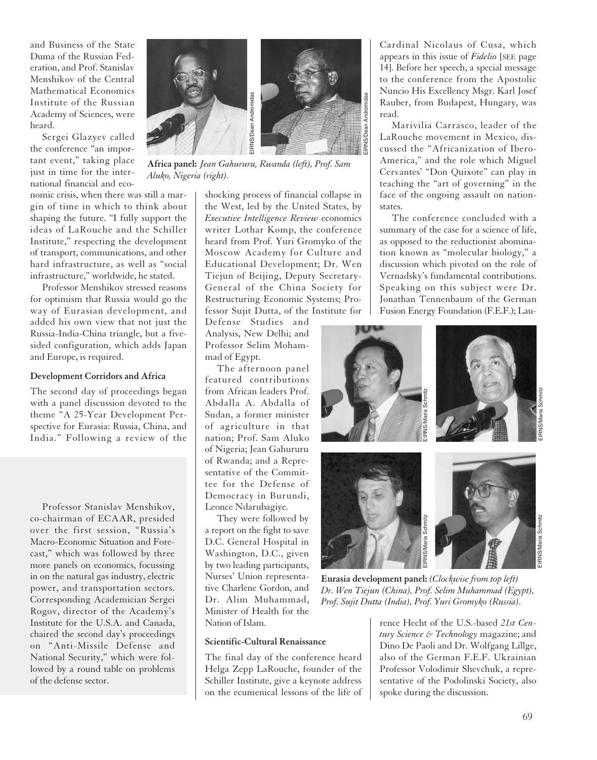and Business of the State Duma of the Russian Federation, and Prof. Stanislav Menshikov of the Central Mathematical Economics Institute of the Russian Academy of Sciences, were heard.

Sergei Glazyev called the conference "an important event," taking place just in time for the international financial and economic crisis, when there was still a margin of time in which to think about shaping the future. "I fully support the ideas of LaRouche and the Schiller Institute," respecting the development of transport, communications, and other hard infrastructure, as well as "social infrastructure," worldwide, he stated.

Professor Menshikov stressed reasons for optimism that Russia would go the way of Eurasian development, and added his own view that not just the Russia-India-China triangle, but a five-sided configuration, which adds Japan and Europe, is required.

**Development Corridors and Africa**

The second day of proceedings began with a panel discussion devoted to the theme "A 25-Year Development Perspective for Eurasia: Russia, China, and India." Following a review of the shocking process of financial collapse in the West, led by the United States, by *Executive Intelligence Review* economics writer Lothar Komp, the conference heard from Prof. Yuri Gromyko of the Moscow Academy for Culture and Educational Development; Dr. Wen Tiejun of Beijing, Deputy Secretary-General of the China Society for Restructuring Economic Systems; Professor Sujit Dutta, of the Institute for Defense Studies and Analysis, New Delhi; and Professor Selim Mohammad of Egypt.

The afternoon panel featured contributions from African leaders Prof. Abdalla A. Abdalla of Sudan, a former minister of agriculture in that nation; Prof. Sam Aluko of Nigeria; Jean Gahururu of Rwanda; and a Representative of the Committee for the Defense of Democracy in Burundi, Leonce Ndarubagiye.

They were followed by a report on the fight to save D.C. General Hospital in Washington, D.C., given by two leading participants, Nurses' Union representative Charlene Gordon, and Dr. Alim Muhammad, Minister of Health for the Nation of Islam.

**Africa panel:** *Jean Gahururu, Rwanda (left), Prof. Sam Aluko, Nigeria (right).*

**Scientific-Cultural Renaissance**

The final day of the conference heard Helga Zepp LaRouche, founder of the Schiller Institute, give a keynote address on the ecumenical lessons of the life of Cardinal Nicolaus of Cusa, which appears in this issue of *Fidelio* [SEE page 14]. Before her speech, a special message to the conference from the Apostolic Nuncio His Excellency Msgr. Karl Josef Rauber, from Budapest, Hungary, was read.

Marivilia Carrasco, leader of the LaRouche movement in Mexico, discussed the "Africanization of Ibero-America," and the role which Miguel Cervantes' "Don Quixote" can play in teaching the "art of governing" in the face of the ongoing assault on nation-states.

The conference concluded with a summary of the case for a science of life, as opposed to the reductionist abomination known as "molecular biology," a discussion which pivoted on the role of Vernadsky's fundamental contributions. Speaking on this subject were Dr. Jonathan Tennenbaum of the German Fusion Energy Foundation (F.E.F.); Laurence Hecht of the U.S.-based *21st Century Science & Technology* magazine; and Dino De Paoli and Dr. Wolfgang Lillge, also of the German F.E.F. Ukrainian Professor Volodimir Shevchuk, a representative of the Podolinski Society, also spoke during the discussion.

**Eurasia development panel:** *(Clockwise from top left) Dr. Wen Tiejun (China), Prof. Selim Muhammad (Egypt), Prof. Sujit Dutta (India), Prof. Yuri Gromyko (Russia).*

---

Professor Stanislav Menshikov, co-chairman of ECAAR, presided over the first session, "Russia's Macro-Economic Situation and Forecast," which was followed by three more panels on economics, focussing in on the natural gas industry, electric power, and transportation sectors. Corresponding Academician Sergei Rogov, director of the Academy's Institute for the U.S.A. and Canada, chaired the second day's proceedings on "Anti-Missile Defense and National Security," which were followed by a round table on problems of the defense sector.